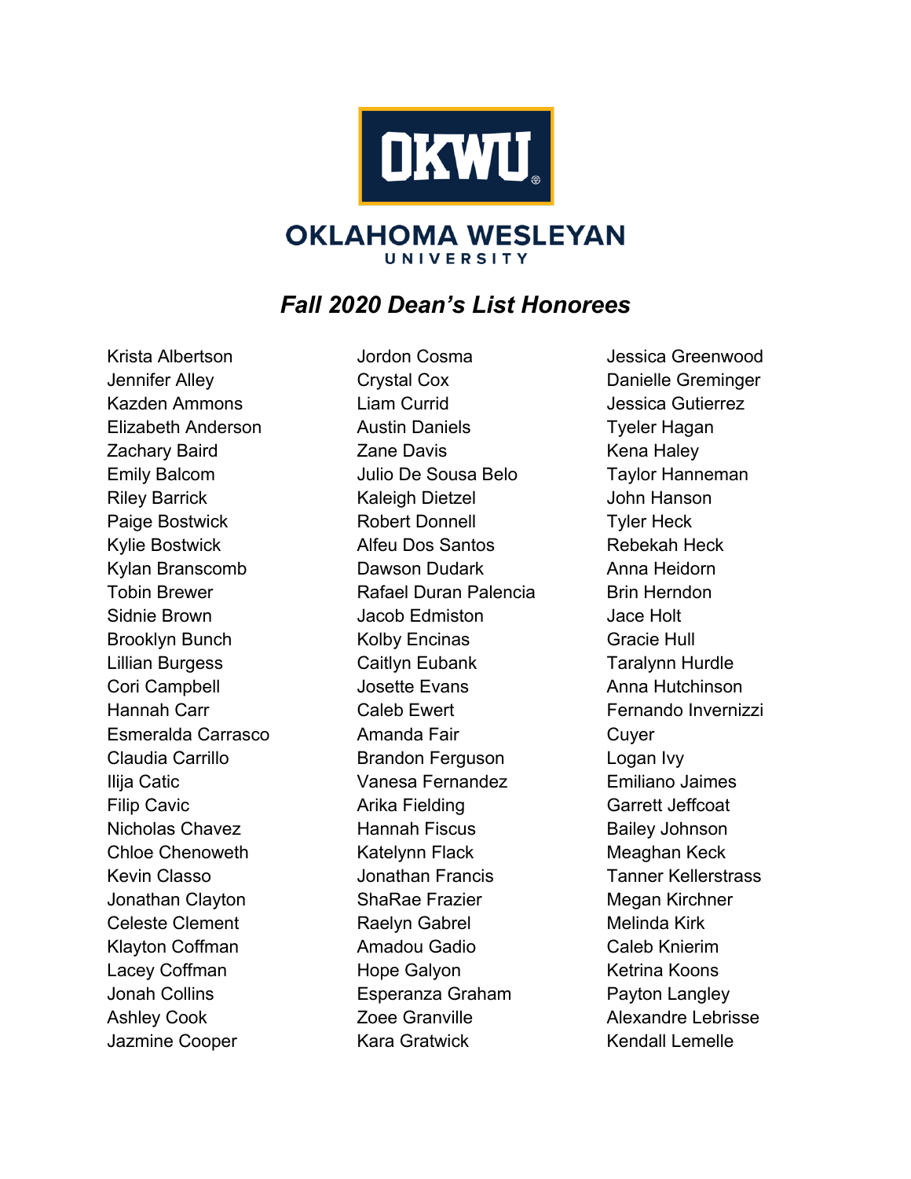OKWU

OKLAHOMA WESLEYAN UNIVERSITY

## *Fall 2020 Dean's List Honorees*

Krista Albertson
Jennifer Alley
Kazden Ammons
Elizabeth Anderson
Zachary Baird
Emily Balcom
Riley Barrick
Paige Bostwick
Kylie Bostwick
Kylan Branscomb
Tobin Brewer
Sidnie Brown
Brooklyn Bunch
Lillian Burgess
Cori Campbell
Hannah Carr
Esmeralda Carrasco
Claudia Carrillo
Ilija Catic
Filip Cavic
Nicholas Chavez
Chloe Chenoweth
Kevin Classo
Jonathan Clayton
Celeste Clement
Klayton Coffman
Lacey Coffman
Jonah Collins
Ashley Cook
Jazmine Cooper
Jordon Cosma
Crystal Cox
Liam Currid
Austin Daniels
Zane Davis
Julio De Sousa Belo
Kaleigh Dietzel
Robert Donnell
Alfeu Dos Santos
Dawson Dudark
Rafael Duran Palencia
Jacob Edmiston
Kolby Encinas
Caitlyn Eubank
Josette Evans
Caleb Ewert
Amanda Fair
Brandon Ferguson
Vanesa Fernandez
Arika Fielding
Hannah Fiscus
Katelynn Flack
Jonathan Francis
ShaRae Frazier
Raelyn Gabrel
Amadou Gadio
Hope Galyon
Esperanza Graham
Zoee Granville
Kara Gratwick
Jessica Greenwood
Danielle Greminger
Jessica Gutierrez
Tyeler Hagan
Kena Haley
Taylor Hanneman
John Hanson
Tyler Heck
Rebekah Heck
Anna Heidorn
Brin Herndon
Jace Holt
Gracie Hull
Taralynn Hurdle
Anna Hutchinson
Fernando Invernizzi Cuyer
Logan Ivy
Emiliano Jaimes
Garrett Jeffcoat
Bailey Johnson
Meaghan Keck
Tanner Kellerstrass
Megan Kirchner
Melinda Kirk
Caleb Knierim
Ketrina Koons
Payton Langley
Alexandre Lebrisse
Kendall Lemelle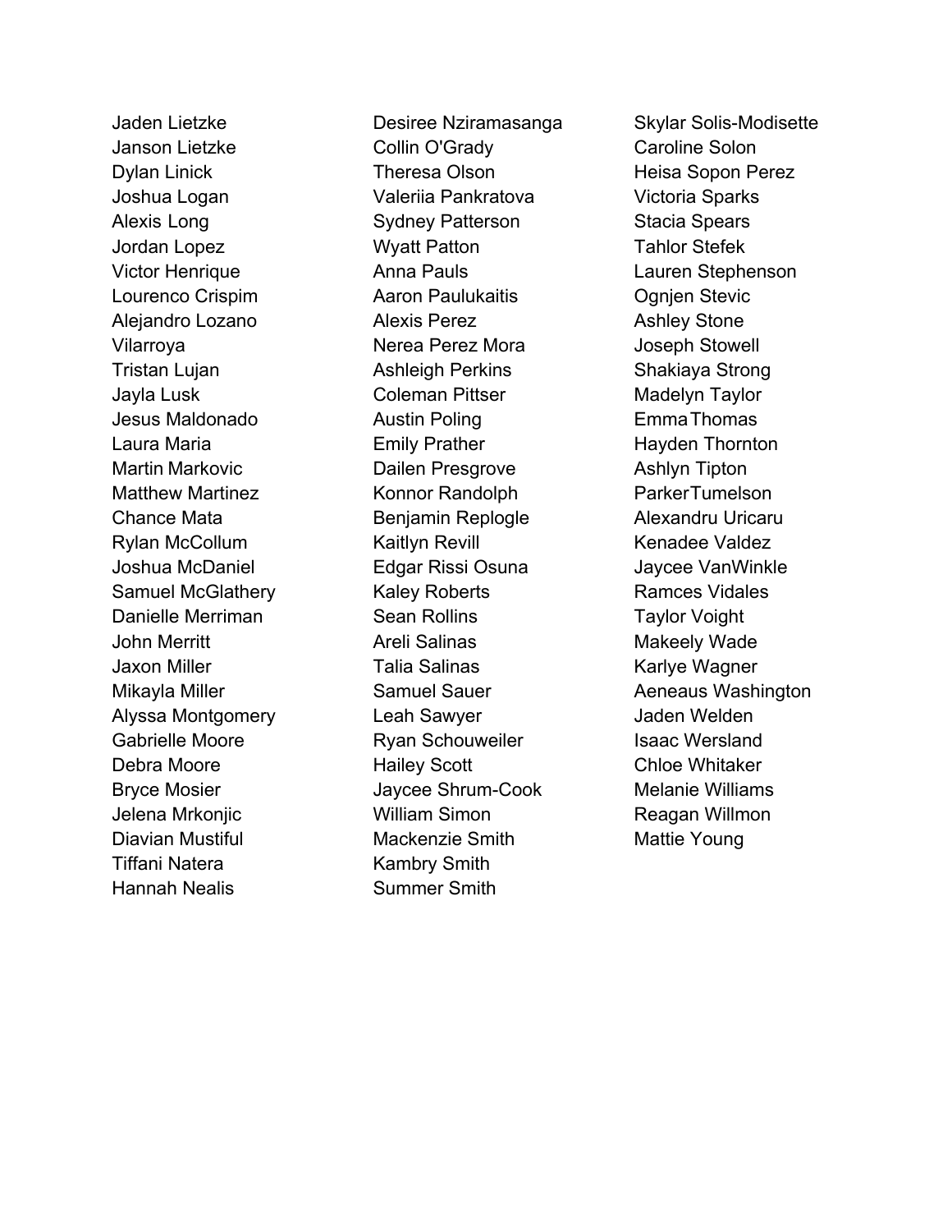Jaden Lietzke
Janson Lietzke
Dylan Linick
Joshua Logan
Alexis Long
Jordan Lopez
Victor Henrique
Lourenco Crispim
Alejandro Lozano
Vilarroya
Tristan Lujan
Jayla Lusk
Jesus Maldonado
Laura Maria
Martin Markovic
Matthew Martinez
Chance Mata
Rylan McCollum
Joshua McDaniel
Samuel McGlathery
Danielle Merriman
John Merritt
Jaxon Miller
Mikayla Miller
Alyssa Montgomery
Gabrielle Moore
Debra Moore
Bryce Mosier
Jelena Mrkonjic
Diavian Mustiful
Tiffani Natera
Hannah Nealis

Desiree Nziramasanga
Collin O'Grady
Theresa Olson
Valeriia Pankratova
Sydney Patterson
Wyatt Patton
Anna Pauls
Aaron Paulukaitis
Alexis Perez
Nerea Perez Mora
Ashleigh Perkins
Coleman Pittser
Austin Poling
Emily Prather
Dailen Presgrove
Konnor Randolph
Benjamin Replogle
Kaitlyn Revill
Edgar Rissi Osuna
Kaley Roberts
Sean Rollins
Areli Salinas
Talia Salinas
Samuel Sauer
Leah Sawyer
Ryan Schouweiler
Hailey Scott
Jaycee Shrum-Cook
William Simon
Mackenzie Smith
Kambry Smith
Summer Smith

Skylar Solis-Modisette
Caroline Solon
Heisa Sopon Perez
Victoria Sparks
Stacia Spears
Tahlor Stefek
Lauren Stephenson
Ognjen Stevic
Ashley Stone
Joseph Stowell
Shakiaya Strong
Madelyn Taylor
Emma Thomas
Hayden Thornton
Ashlyn Tipton
Parker Tumelson
Alexandru Uricaru
Kenadee Valdez
Jaycee VanWinkle
Ramces Vidales
Taylor Voight
Makeely Wade
Karlye Wagner
Aeneaus Washington
Jaden Welden
Isaac Wersland
Chloe Whitaker
Melanie Williams
Reagan Willmon
Mattie Young